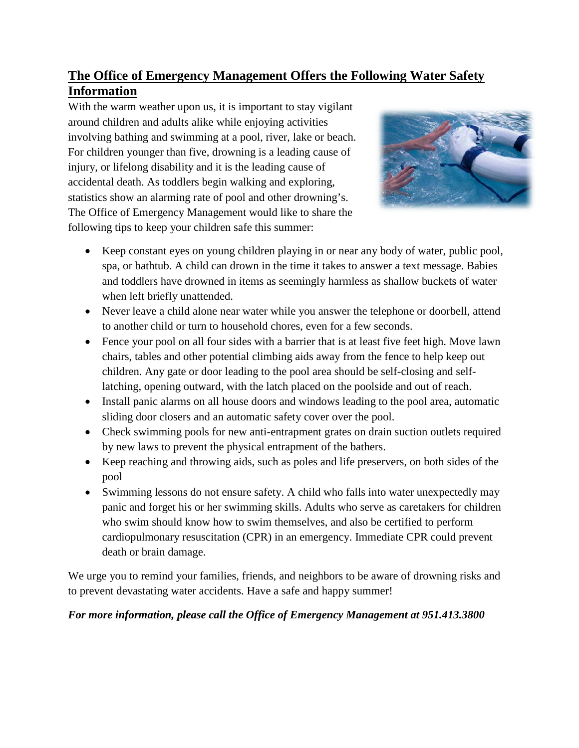## The Office of Emergency Management Offers the Following Water Safety Information

With the warm weather upon us, it is important to stay vigilant around children and adults alike while enjoying activities involving bathing and swimming at a pool, river, lake or beach. For children younger than five, drowning is a leading cause of injury, or lifelong disability and it is the leading cause of accidental death. As toddlers begin walking and exploring, statistics show an alarming rate of pool and other drowning's. The Office of Emergency Management would like to share the following tips to keep your children safe this summer:

- Keep constant eyes on young children playing in or near any body of water, public pool, spa, or bathtub. A child can drown in the time it takes to answer a text message. Babies and toddlers have drowned in items as seemingly harmless as shallow buckets of water when left briefly unattended.
- Never leave a child alone near water while you answer the telephone or doorbell, attend to another child or turn to household chores, even for a few seconds.
- Fence your pool on all four sides with a barrier that is at least five feet high. Move lawn chairs, tables and other potential climbing aids away from the fence to help keep out children. Any gate or door leading to the pool area should be self-closing and self-latching, opening outward, with the latch placed on the poolside and out of reach.
- Install panic alarms on all house doors and windows leading to the pool area, automatic sliding door closers and an automatic safety cover over the pool.
- Check swimming pools for new anti-entrapment grates on drain suction outlets required by new laws to prevent the physical entrapment of the bathers.
- Keep reaching and throwing aids, such as poles and life preservers, on both sides of the pool
- Swimming lessons do not ensure safety. A child who falls into water unexpectedly may panic and forget his or her swimming skills. Adults who serve as caretakers for children who swim should know how to swim themselves, and also be certified to perform cardiopulmonary resuscitation (CPR) in an emergency. Immediate CPR could prevent death or brain damage.

We urge you to remind your families, friends, and neighbors to be aware of drowning risks and to prevent devastating water accidents. Have a safe and happy summer!

***For more information, please call the Office of Emergency Management at 951.413.3800***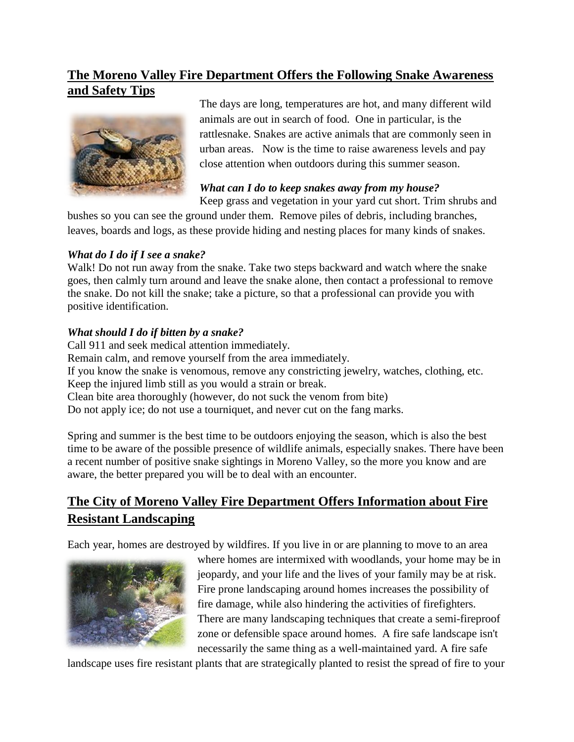## The Moreno Valley Fire Department Offers the Following Snake Awareness and Safety Tips

The days are long, temperatures are hot, and many different wild animals are out in search of food. One in particular, is the rattlesnake. Snakes are active animals that are commonly seen in urban areas. Now is the time to raise awareness levels and pay close attention when outdoors during this summer season.

***What can I do to keep snakes away from my house?***

Keep grass and vegetation in your yard cut short. Trim shrubs and bushes so you can see the ground under them. Remove piles of debris, including branches, leaves, boards and logs, as these provide hiding and nesting places for many kinds of snakes.

***What do I do if I see a snake?***

Walk! Do not run away from the snake. Take two steps backward and watch where the snake goes, then calmly turn around and leave the snake alone, then contact a professional to remove the snake. Do not kill the snake; take a picture, so that a professional can provide you with positive identification.

***What should I do if bitten by a snake?***

Call 911 and seek medical attention immediately.
Remain calm, and remove yourself from the area immediately.
If you know the snake is venomous, remove any constricting jewelry, watches, clothing, etc.
Keep the injured limb still as you would a strain or break.
Clean bite area thoroughly (however, do not suck the venom from bite)
Do not apply ice; do not use a tourniquet, and never cut on the fang marks.

Spring and summer is the best time to be outdoors enjoying the season, which is also the best time to be aware of the possible presence of wildlife animals, especially snakes. There have been a recent number of positive snake sightings in Moreno Valley, so the more you know and are aware, the better prepared you will be to deal with an encounter.

## The City of Moreno Valley Fire Department Offers Information about Fire Resistant Landscaping

Each year, homes are destroyed by wildfires. If you live in or are planning to move to an area where homes are intermixed with woodlands, your home may be in jeopardy, and your life and the lives of your family may be at risk. Fire prone landscaping around homes increases the possibility of fire damage, while also hindering the activities of firefighters. There are many landscaping techniques that create a semi-fireproof zone or defensible space around homes. A fire safe landscape isn't necessarily the same thing as a well-maintained yard. A fire safe landscape uses fire resistant plants that are strategically planted to resist the spread of fire to your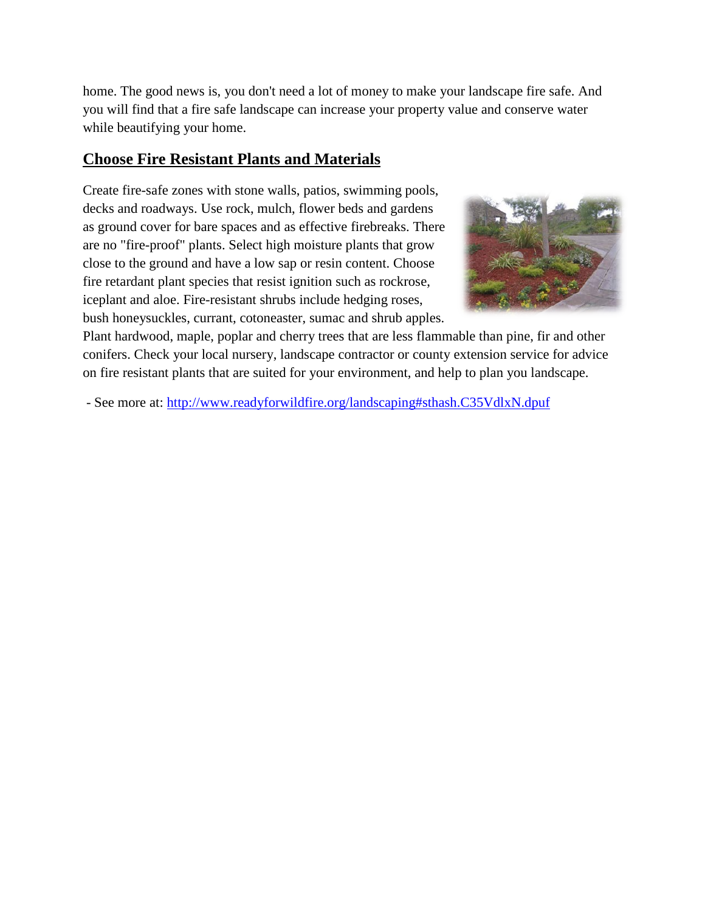home. The good news is, you don't need a lot of money to make your landscape fire safe. And you will find that a fire safe landscape can increase your property value and conserve water while beautifying your home.

## Choose Fire Resistant Plants and Materials

Create fire-safe zones with stone walls, patios, swimming pools, decks and roadways. Use rock, mulch, flower beds and gardens as ground cover for bare spaces and as effective firebreaks. There are no "fire-proof" plants. Select high moisture plants that grow close to the ground and have a low sap or resin content. Choose fire retardant plant species that resist ignition such as rockrose, iceplant and aloe. Fire-resistant shrubs include hedging roses, bush honeysuckles, currant, cotoneaster, sumac and shrub apples. Plant hardwood, maple, poplar and cherry trees that are less flammable than pine, fir and other conifers. Check your local nursery, landscape contractor or county extension service for advice on fire resistant plants that are suited for your environment, and help to plan you landscape.

- See more at: [http://www.readyforwildfire.org/landscaping#sthash.C35VdlxN.dpuf](http://www.readyforwildfire.org/landscaping#sthash.C35VdlxN.dpuf)